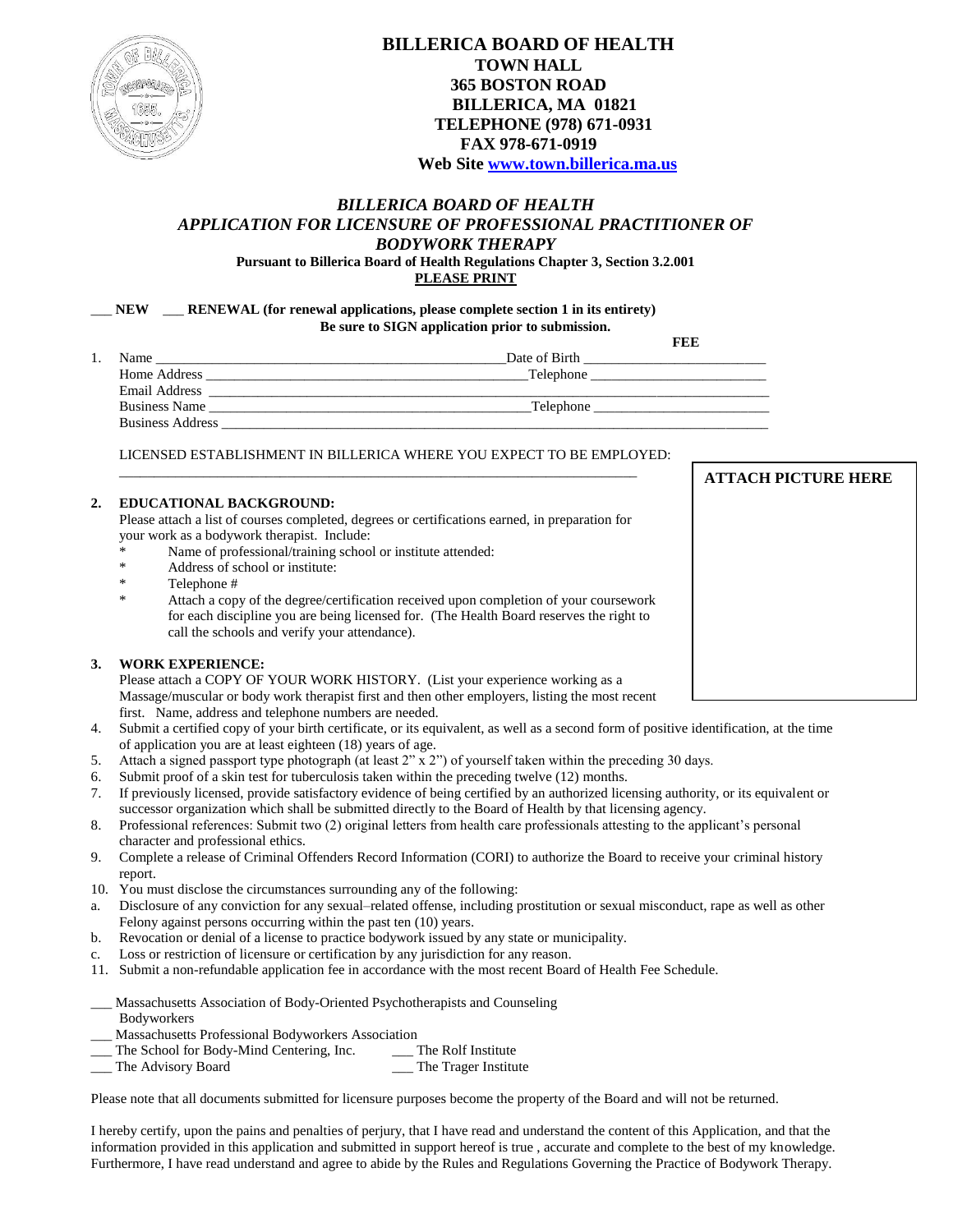# BILLERICA BOARD OF HEALTH

**TOWN HALL**
**365 BOSTON ROAD**
**BILLERICA, MA 01821**
**TELEPHONE (978) 671-0931**
**FAX 978-671-0919**
**Web Site www.town.billerica.ma.us**

## *BILLERICA BOARD OF HEALTH*
## *APPLICATION FOR LICENSURE OF PROFESSIONAL PRACTITIONER OF BODYWORK THERAPY*

**Pursuant to Billerica Board of Health Regulations Chapter 3, Section 3.2.001**

**PLEASE PRINT**

___ **NEW** ___ **RENEWAL (for renewal applications, please complete section 1 in its entirety)**

**Be sure to SIGN application prior to submission.**

**FEE**

1. Name ________________________________________ Date of Birth ____________________
   Home Address ________________________________________ Telephone ____________________
   Email Address ____________________________________________________________
   Business Name ________________________________________ Telephone ____________________
   Business Address ____________________________________________________________

   LICENSED ESTABLISHMENT IN BILLERICA WHERE YOU EXPECT TO BE EMPLOYED:
   ____________________________________________________________

**ATTACH PICTURE HERE**

2. **EDUCATIONAL BACKGROUND:**
   Please attach a list of courses completed, degrees or certifications earned, in preparation for your work as a bodywork therapist. Include:
   * Name of professional/training school or institute attended:
   * Address of school or institute:
   * Telephone #
   * Attach a copy of the degree/certification received upon completion of your coursework for each discipline you are being licensed for. (The Health Board reserves the right to call the schools and verify your attendance).

3. **WORK EXPERIENCE:**
   Please attach a COPY OF YOUR WORK HISTORY. (List your experience working as a Massage/muscular or body work therapist first and then other employers, listing the most recent first. Name, address and telephone numbers are needed.
4. Submit a certified copy of your birth certificate, or its equivalent, as well as a second form of positive identification, at the time of application you are at least eighteen (18) years of age.
5. Attach a signed passport type photograph (at least 2" x 2") of yourself taken within the preceding 30 days.
6. Submit proof of a skin test for tuberculosis taken within the preceding twelve (12) months.
7. If previously licensed, provide satisfactory evidence of being certified by an authorized licensing authority, or its equivalent or successor organization which shall be submitted directly to the Board of Health by that licensing agency.
8. Professional references: Submit two (2) original letters from health care professionals attesting to the applicant's personal character and professional ethics.
9. Complete a release of Criminal Offenders Record Information (CORI) to authorize the Board to receive your criminal history report.
10. You must disclose the circumstances surrounding any of the following:
    a. Disclosure of any conviction for any sexual–related offense, including prostitution or sexual misconduct, rape as well as other Felony against persons occurring within the past ten (10) years.
    b. Revocation or denial of a license to practice bodywork issued by any state or municipality.
    c. Loss or restriction of licensure or certification by any jurisdiction for any reason.
11. Submit a non-refundable application fee in accordance with the most recent Board of Health Fee Schedule.

___ Massachusetts Association of Body-Oriented Psychotherapists and Counseling Bodyworkers
___ Massachusetts Professional Bodyworkers Association
___ The School for Body-Mind Centering, Inc.
___ The Rolf Institute
___ The Advisory Board
___ The Trager Institute

Please note that all documents submitted for licensure purposes become the property of the Board and will not be returned.

I hereby certify, upon the pains and penalties of perjury, that I have read and understand the content of this Application, and that the information provided in this application and submitted in support hereof is true , accurate and complete to the best of my knowledge. Furthermore, I have read understand and agree to abide by the Rules and Regulations Governing the Practice of Bodywork Therapy.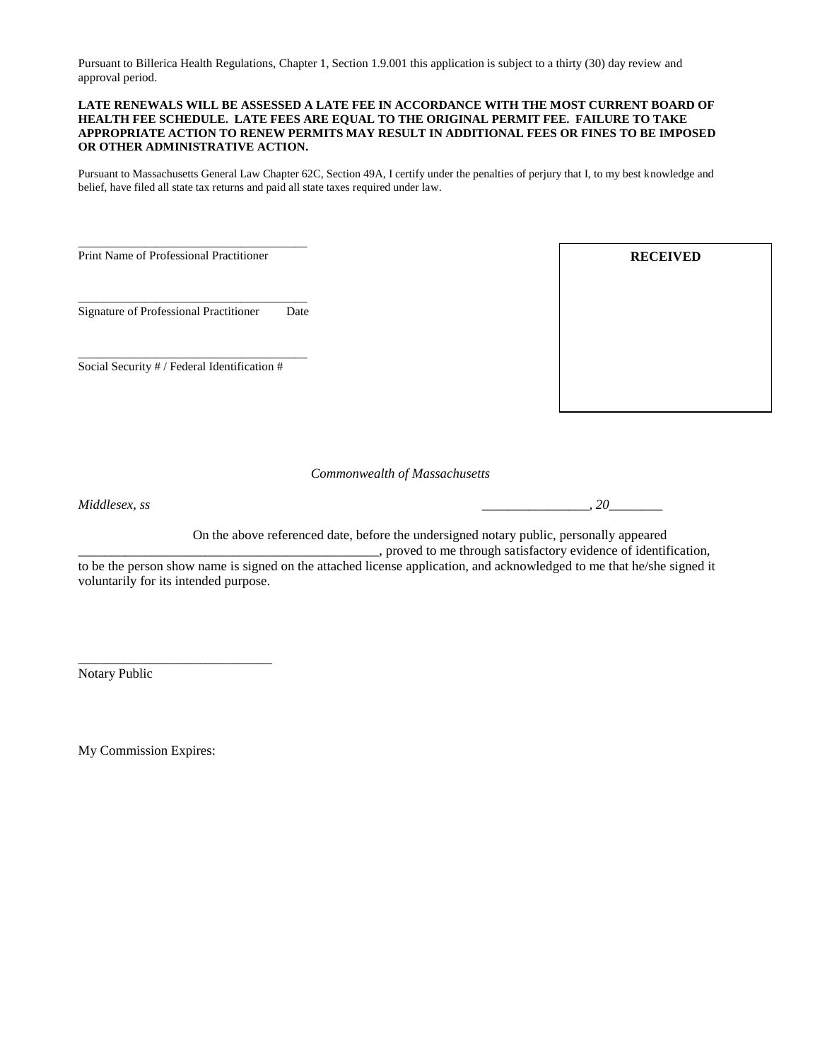Pursuant to Billerica Health Regulations, Chapter 1, Section 1.9.001 this application is subject to a thirty (30) day review and approval period.

**LATE RENEWALS WILL BE ASSESSED A LATE FEE IN ACCORDANCE WITH THE MOST CURRENT BOARD OF HEALTH FEE SCHEDULE. LATE FEES ARE EQUAL TO THE ORIGINAL PERMIT FEE. FAILURE TO TAKE APPROPRIATE ACTION TO RENEW PERMITS MAY RESULT IN ADDITIONAL FEES OR FINES TO BE IMPOSED OR OTHER ADMINISTRATIVE ACTION.**

Pursuant to Massachusetts General Law Chapter 62C, Section 49A, I certify under the penalties of perjury that I, to my best knowledge and belief, have filed all state tax returns and paid all state taxes required under law.

_____________________________________
Print Name of Professional Practitioner

_____________________________________
Signature of Professional Practitioner Date

_____________________________________
Social Security # / Federal Identification #

**RECEIVED**

*Commonwealth of Massachusetts*

*Middlesex, ss* ________________, 20________

On the above referenced date, before the undersigned notary public, personally appeared _____________________________________________, proved to me through satisfactory evidence of identification, to be the person show name is signed on the attached license application, and acknowledged to me that he/she signed it voluntarily for its intended purpose.

_____________________________
Notary Public

My Commission Expires: